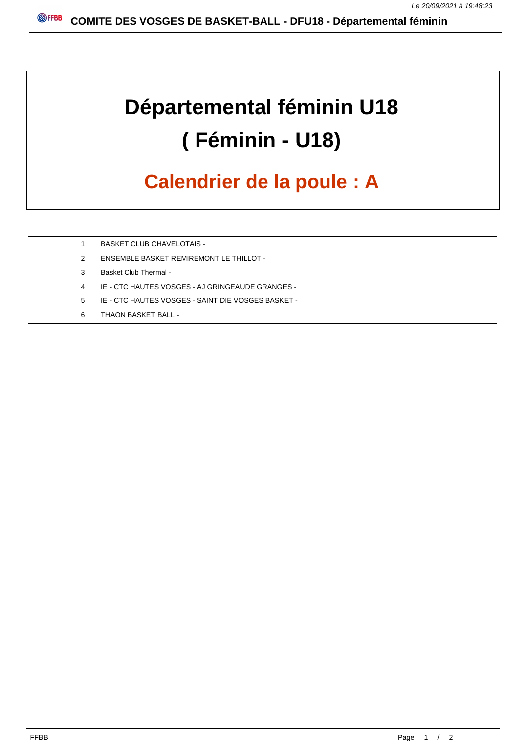# Départemental féminin U18

# ( Féminin - U18)

## Calendrier de la poule : A

| | |
|---|---|
| 1 | BASKET CLUB CHAVELOTAIS - |
| 2 | ENSEMBLE BASKET REMIREMONT LE THILLOT - |
| 3 | Basket Club Thermal - |
| 4 | IE - CTC HAUTES VOSGES - AJ GRINGEAUDE GRANGES - |
| 5 | IE - CTC HAUTES VOSGES - SAINT DIE VOSGES BASKET - |
| 6 | THAON BASKET BALL - |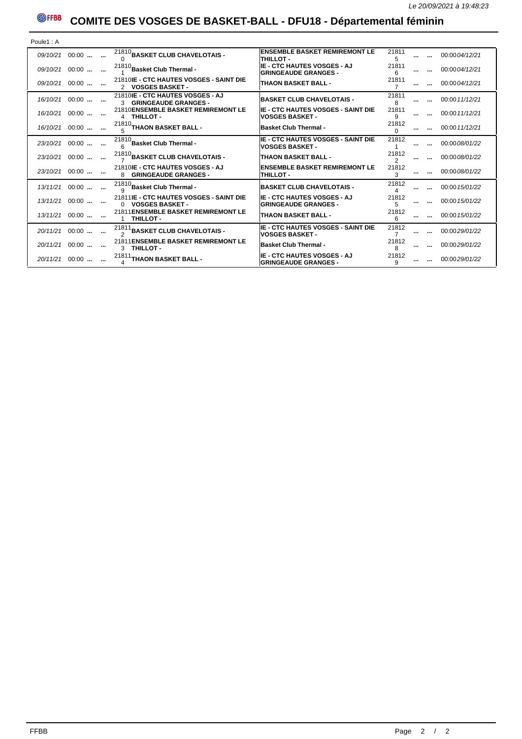Le 20/09/2021 à 19:48:23

# COMITE DES VOSGES DE BASKET-BALL - DFU18 - Départemental féminin

Poule1 : A

| | | | | | | | | | |
|---|---|---|---|---|---|---|---|---|---|
| 09/10/21 | 00:00 | ... | ... | 218100 | **BASKET CLUB CHAVELOTAIS -** | **ENSEMBLE BASKET REMIREMONT LE THILLOT -** | 218115 | ... ... | 00:00 04/12/21 |
| 09/10/21 | 00:00 | ... | ... | 218101 | **Basket Club Thermal -** | **IE - CTC HAUTES VOSGES - AJ GRINGEAUDE GRANGES -** | 218116 | ... ... | 00:00 04/12/21 |
| 09/10/21 | 00:00 | ... | ... | 218102 | **IE - CTC HAUTES VOSGES - SAINT DIE VOSGES BASKET -** | **THAON BASKET BALL -** | 218117 | ... ... | 00:00 04/12/21 |
| 16/10/21 | 00:00 | ... | ... | 218103 | **IE - CTC HAUTES VOSGES - AJ GRINGEAUDE GRANGES -** | **BASKET CLUB CHAVELOTAIS -** | 218118 | ... ... | 00:00 11/12/21 |
| 16/10/21 | 00:00 | ... | ... | 218104 | **ENSEMBLE BASKET REMIREMONT LE THILLOT -** | **IE - CTC HAUTES VOSGES - SAINT DIE VOSGES BASKET -** | 218119 | ... ... | 00:00 11/12/21 |
| 16/10/21 | 00:00 | ... | ... | 218105 | **THAON BASKET BALL -** | **Basket Club Thermal -** | 218120 | ... ... | 00:00 11/12/21 |
| 23/10/21 | 00:00 | ... | ... | 218106 | **Basket Club Thermal -** | **IE - CTC HAUTES VOSGES - SAINT DIE VOSGES BASKET -** | 218121 | ... ... | 00:00 08/01/22 |
| 23/10/21 | 00:00 | ... | ... | 218107 | **BASKET CLUB CHAVELOTAIS -** | **THAON BASKET BALL -** | 218122 | ... ... | 00:00 08/01/22 |
| 23/10/21 | 00:00 | ... | ... | 218108 | **IE - CTC HAUTES VOSGES - AJ GRINGEAUDE GRANGES -** | **ENSEMBLE BASKET REMIREMONT LE THILLOT -** | 218123 | ... ... | 00:00 08/01/22 |
| 13/11/21 | 00:00 | ... | ... | 218109 | **Basket Club Thermal -** | **BASKET CLUB CHAVELOTAIS -** | 218124 | ... ... | 00:00 15/01/22 |
| 13/11/21 | 00:00 | ... | ... | 218110 | **IE - CTC HAUTES VOSGES - SAINT DIE VOSGES BASKET -** | **IE - CTC HAUTES VOSGES - AJ GRINGEAUDE GRANGES -** | 218125 | ... ... | 00:00 15/01/22 |
| 13/11/21 | 00:00 | ... | ... | 218111 | **ENSEMBLE BASKET REMIREMONT LE THILLOT -** | **THAON BASKET BALL -** | 218126 | ... ... | 00:00 15/01/22 |
| 20/11/21 | 00:00 | ... | ... | 218112 | **BASKET CLUB CHAVELOTAIS -** | **IE - CTC HAUTES VOSGES - SAINT DIE VOSGES BASKET -** | 218127 | ... ... | 00:00 29/01/22 |
| 20/11/21 | 00:00 | ... | ... | 218113 | **ENSEMBLE BASKET REMIREMONT LE THILLOT -** | **Basket Club Thermal -** | 218128 | ... ... | 00:00 29/01/22 |
| 20/11/21 | 00:00 | ... | ... | 218114 | **THAON BASKET BALL -** | **IE - CTC HAUTES VOSGES - AJ GRINGEAUDE GRANGES -** | 218129 | ... ... | 00:00 29/01/22 |

FFBB